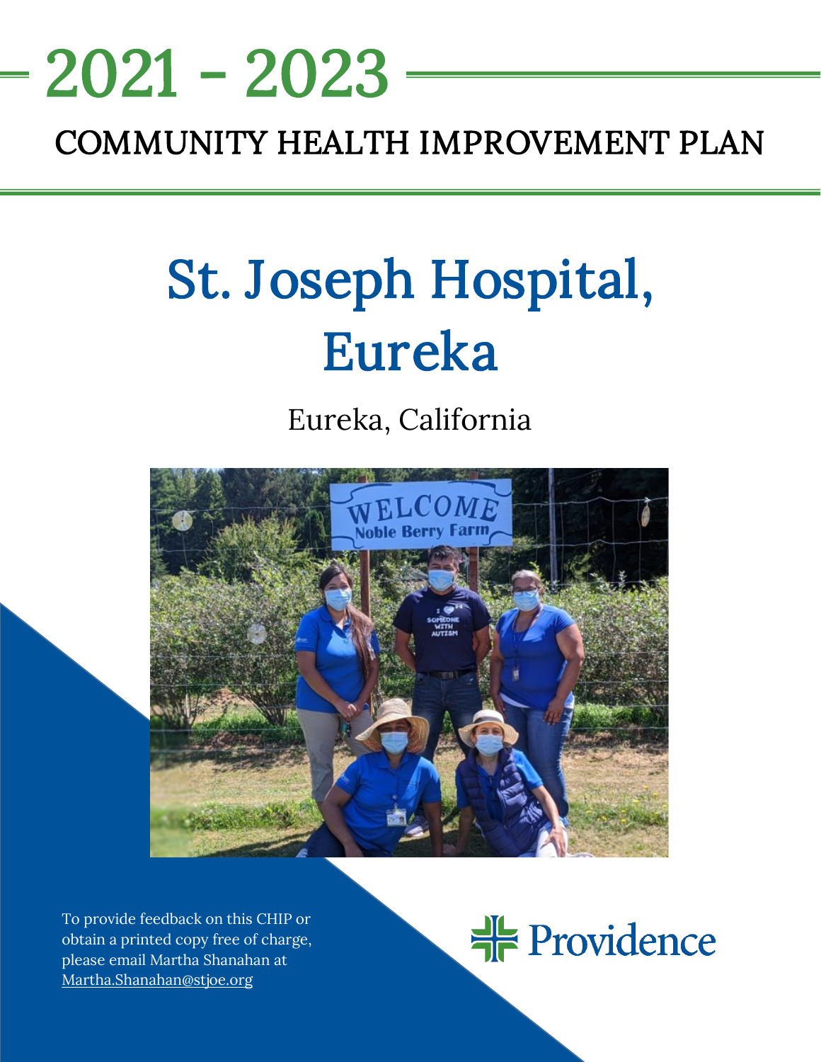# 2021 - 2023

## COMMUNITY HEALTH IMPROVEMENT PLAN

# St. Joseph Hospital, Eureka

Eureka, California

To provide feedback on this CHIP or obtain a printed copy free of charge, please email Martha Shanahan at Martha.Shanahan@stjoe.org

Providence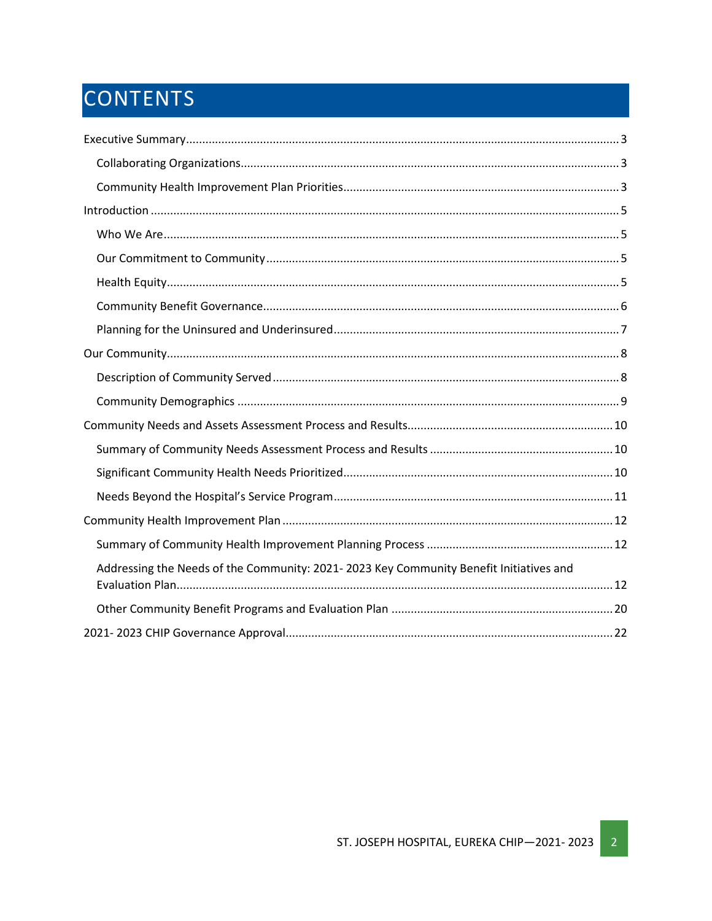# CONTENTS

- Executive Summary ... 3
  - Collaborating Organizations ... 3
  - Community Health Improvement Plan Priorities ... 3
- Introduction ... 5
  - Who We Are ... 5
  - Our Commitment to Community ... 5
  - Health Equity ... 5
  - Community Benefit Governance ... 6
  - Planning for the Uninsured and Underinsured ... 7
- Our Community ... 8
  - Description of Community Served ... 8
  - Community Demographics ... 9
- Community Needs and Assets Assessment Process and Results ... 10
  - Summary of Community Needs Assessment Process and Results ... 10
  - Significant Community Health Needs Prioritized ... 10
  - Needs Beyond the Hospital's Service Program ... 11
- Community Health Improvement Plan ... 12
  - Summary of Community Health Improvement Planning Process ... 12
  - Addressing the Needs of the Community: 2021- 2023 Key Community Benefit Initiatives and Evaluation Plan ... 12
  - Other Community Benefit Programs and Evaluation Plan ... 20
- 2021- 2023 CHIP Governance Approval ... 22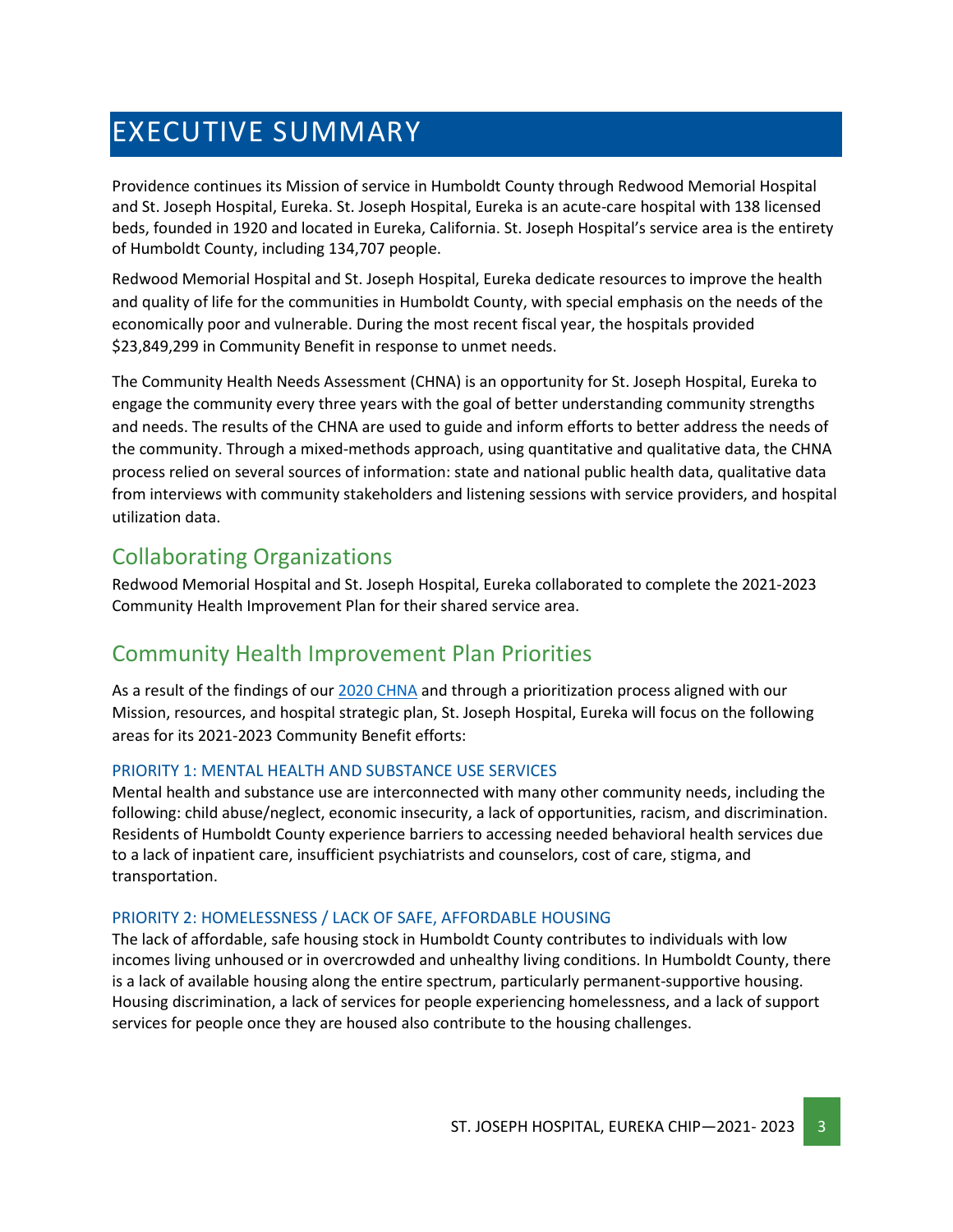# EXECUTIVE SUMMARY

Providence continues its Mission of service in Humboldt County through Redwood Memorial Hospital and St. Joseph Hospital, Eureka. St. Joseph Hospital, Eureka is an acute-care hospital with 138 licensed beds, founded in 1920 and located in Eureka, California. St. Joseph Hospital's service area is the entirety of Humboldt County, including 134,707 people.

Redwood Memorial Hospital and St. Joseph Hospital, Eureka dedicate resources to improve the health and quality of life for the communities in Humboldt County, with special emphasis on the needs of the economically poor and vulnerable. During the most recent fiscal year, the hospitals provided $23,849,299 in Community Benefit in response to unmet needs.

The Community Health Needs Assessment (CHNA) is an opportunity for St. Joseph Hospital, Eureka to engage the community every three years with the goal of better understanding community strengths and needs. The results of the CHNA are used to guide and inform efforts to better address the needs of the community. Through a mixed-methods approach, using quantitative and qualitative data, the CHNA process relied on several sources of information: state and national public health data, qualitative data from interviews with community stakeholders and listening sessions with service providers, and hospital utilization data.

## Collaborating Organizations

Redwood Memorial Hospital and St. Joseph Hospital, Eureka collaborated to complete the 2021-2023 Community Health Improvement Plan for their shared service area.

## Community Health Improvement Plan Priorities

As a result of the findings of our [2020 CHNA] and through a prioritization process aligned with our Mission, resources, and hospital strategic plan, St. Joseph Hospital, Eureka will focus on the following areas for its 2021-2023 Community Benefit efforts:

### PRIORITY 1: MENTAL HEALTH AND SUBSTANCE USE SERVICES

Mental health and substance use are interconnected with many other community needs, including the following: child abuse/neglect, economic insecurity, a lack of opportunities, racism, and discrimination. Residents of Humboldt County experience barriers to accessing needed behavioral health services due to a lack of inpatient care, insufficient psychiatrists and counselors, cost of care, stigma, and transportation.

### PRIORITY 2: HOMELESSNESS / LACK OF SAFE, AFFORDABLE HOUSING

The lack of affordable, safe housing stock in Humboldt County contributes to individuals with low incomes living unhoused or in overcrowded and unhealthy living conditions. In Humboldt County, there is a lack of available housing along the entire spectrum, particularly permanent-supportive housing. Housing discrimination, a lack of services for people experiencing homelessness, and a lack of support services for people once they are housed also contribute to the housing challenges.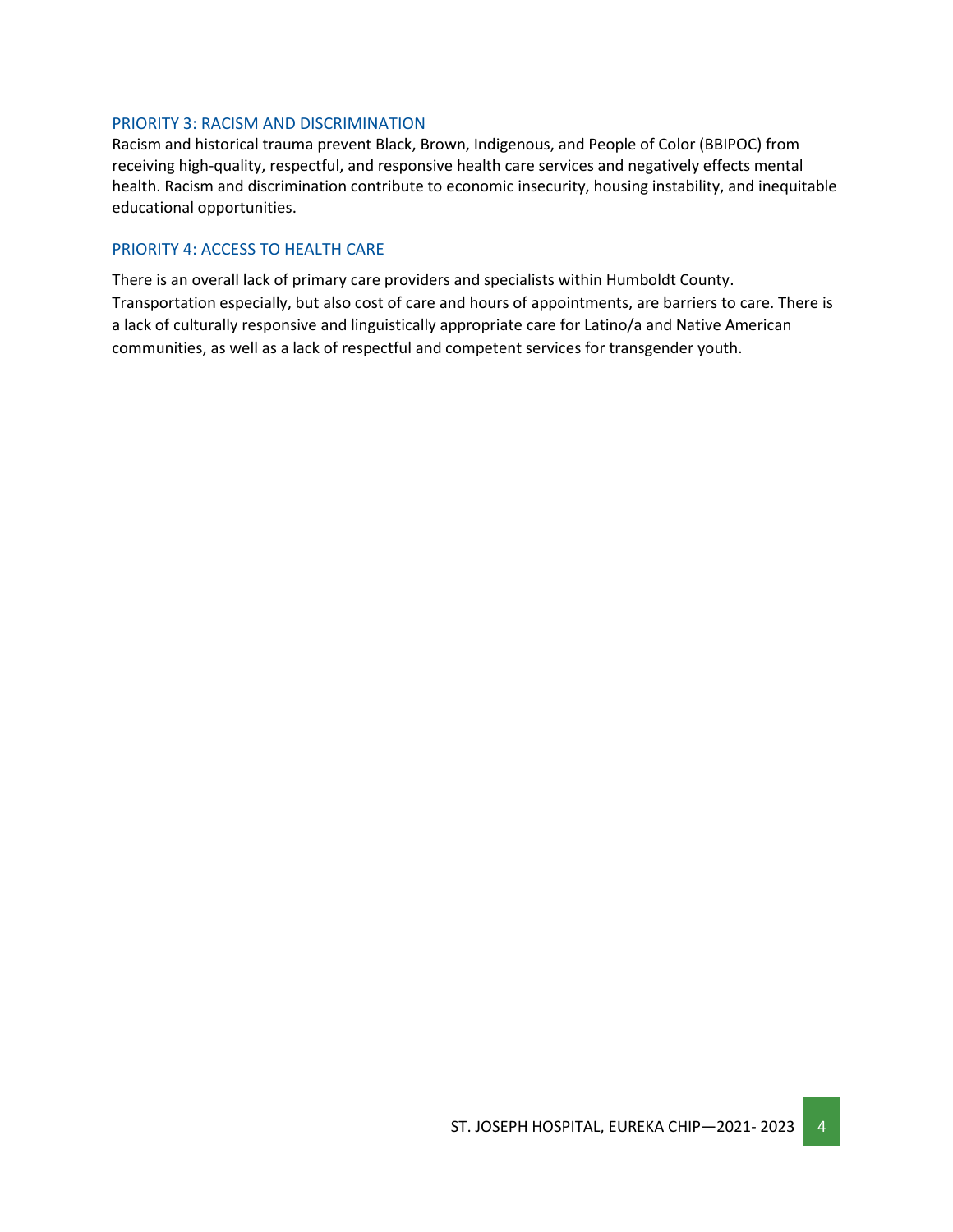### PRIORITY 3: RACISM AND DISCRIMINATION

Racism and historical trauma prevent Black, Brown, Indigenous, and People of Color (BBIPOC) from receiving high-quality, respectful, and responsive health care services and negatively effects mental health. Racism and discrimination contribute to economic insecurity, housing instability, and inequitable educational opportunities.

### PRIORITY 4: ACCESS TO HEALTH CARE

There is an overall lack of primary care providers and specialists within Humboldt County. Transportation especially, but also cost of care and hours of appointments, are barriers to care. There is a lack of culturally responsive and linguistically appropriate care for Latino/a and Native American communities, as well as a lack of respectful and competent services for transgender youth.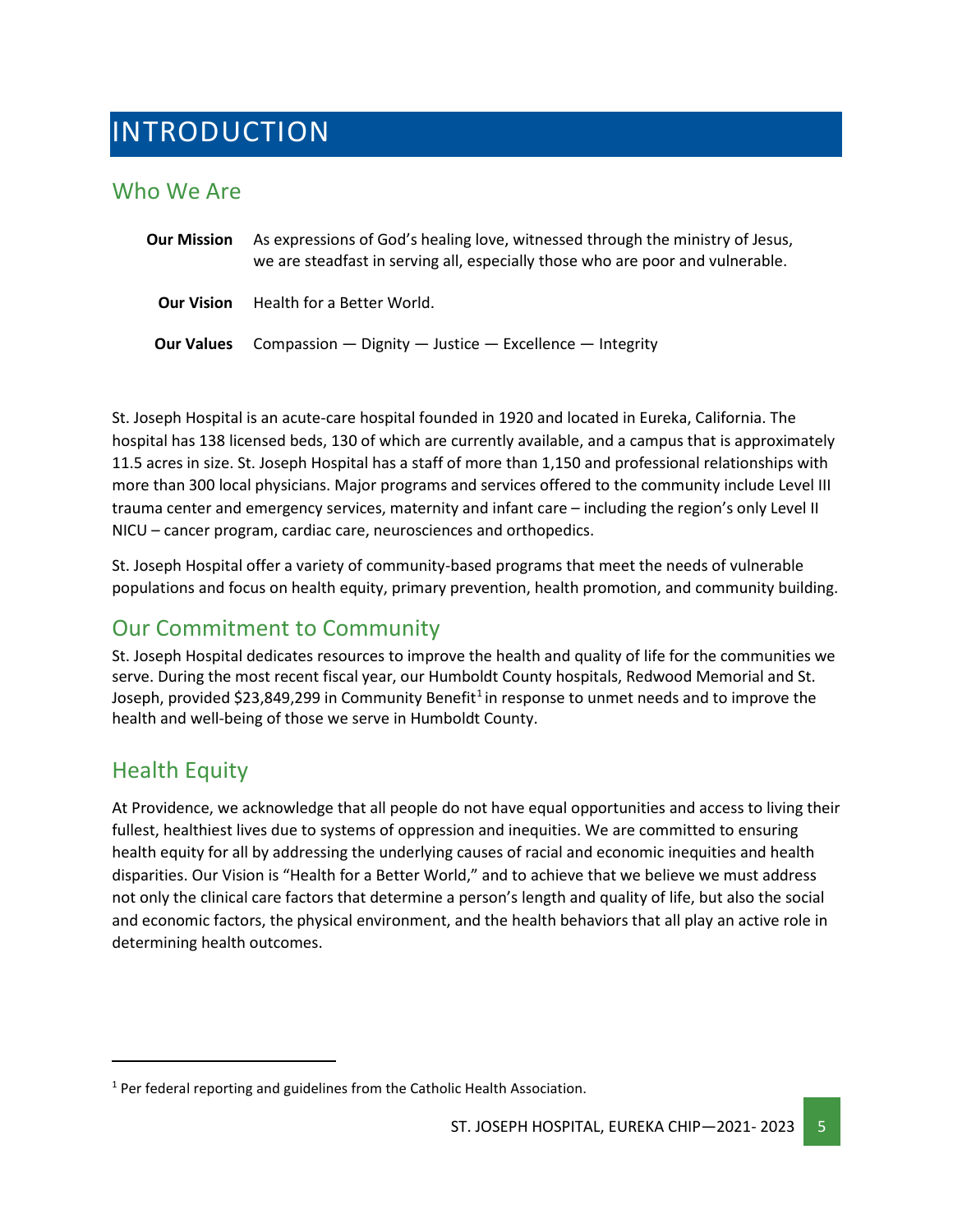# INTRODUCTION

## Who We Are

**Our Mission** As expressions of God's healing love, witnessed through the ministry of Jesus, we are steadfast in serving all, especially those who are poor and vulnerable.

**Our Vision** Health for a Better World.

**Our Values** Compassion — Dignity — Justice — Excellence — Integrity

St. Joseph Hospital is an acute-care hospital founded in 1920 and located in Eureka, California. The hospital has 138 licensed beds, 130 of which are currently available, and a campus that is approximately 11.5 acres in size. St. Joseph Hospital has a staff of more than 1,150 and professional relationships with more than 300 local physicians. Major programs and services offered to the community include Level III trauma center and emergency services, maternity and infant care – including the region's only Level II NICU – cancer program, cardiac care, neurosciences and orthopedics.

St. Joseph Hospital offer a variety of community-based programs that meet the needs of vulnerable populations and focus on health equity, primary prevention, health promotion, and community building.

## Our Commitment to Community

St. Joseph Hospital dedicates resources to improve the health and quality of life for the communities we serve. During the most recent fiscal year, our Humboldt County hospitals, Redwood Memorial and St. Joseph, provided $23,849,299 in Community Benefit[1] in response to unmet needs and to improve the health and well-being of those we serve in Humboldt County.

## Health Equity

At Providence, we acknowledge that all people do not have equal opportunities and access to living their fullest, healthiest lives due to systems of oppression and inequities. We are committed to ensuring health equity for all by addressing the underlying causes of racial and economic inequities and health disparities. Our Vision is "Health for a Better World," and to achieve that we believe we must address not only the clinical care factors that determine a person's length and quality of life, but also the social and economic factors, the physical environment, and the health behaviors that all play an active role in determining health outcomes.

[1] Per federal reporting and guidelines from the Catholic Health Association.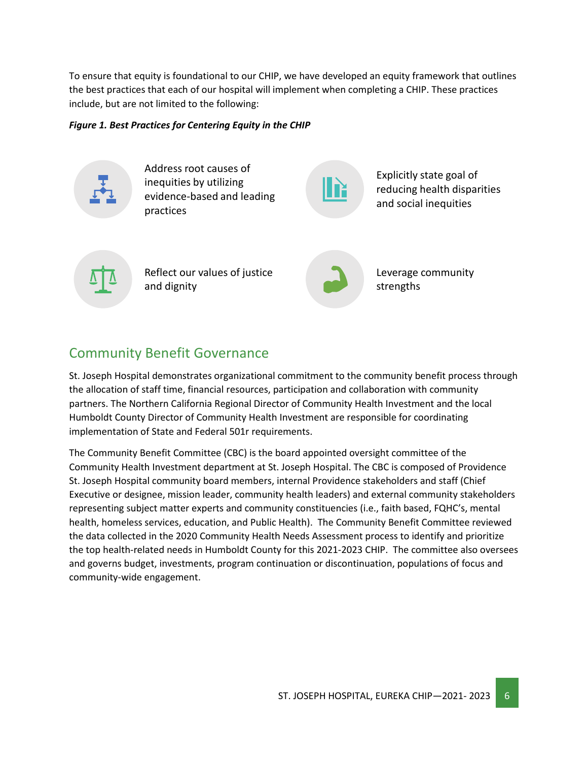To ensure that equity is foundational to our CHIP, we have developed an equity framework that outlines the best practices that each of our hospital will implement when completing a CHIP. These practices include, but are not limited to the following:

***Figure 1. Best Practices for Centering Equity in the CHIP***

- Address root causes of inequities by utilizing evidence-based and leading practices
- Explicitly state goal of reducing health disparities and social inequities
- Reflect our values of justice and dignity
- Leverage community strengths

## Community Benefit Governance

St. Joseph Hospital demonstrates organizational commitment to the community benefit process through the allocation of staff time, financial resources, participation and collaboration with community partners. The Northern California Regional Director of Community Health Investment and the local Humboldt County Director of Community Health Investment are responsible for coordinating implementation of State and Federal 501r requirements.

The Community Benefit Committee (CBC) is the board appointed oversight committee of the Community Health Investment department at St. Joseph Hospital. The CBC is composed of Providence St. Joseph Hospital community board members, internal Providence stakeholders and staff (Chief Executive or designee, mission leader, community health leaders) and external community stakeholders representing subject matter experts and community constituencies (i.e., faith based, FQHC's, mental health, homeless services, education, and Public Health). The Community Benefit Committee reviewed the data collected in the 2020 Community Health Needs Assessment process to identify and prioritize the top health-related needs in Humboldt County for this 2021-2023 CHIP. The committee also oversees and governs budget, investments, program continuation or discontinuation, populations of focus and community-wide engagement.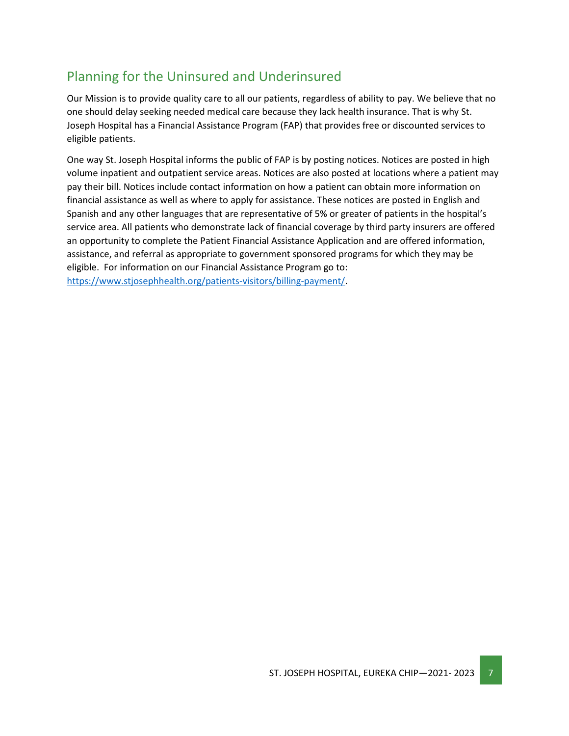## Planning for the Uninsured and Underinsured

Our Mission is to provide quality care to all our patients, regardless of ability to pay. We believe that no one should delay seeking needed medical care because they lack health insurance. That is why St. Joseph Hospital has a Financial Assistance Program (FAP) that provides free or discounted services to eligible patients.

One way St. Joseph Hospital informs the public of FAP is by posting notices. Notices are posted in high volume inpatient and outpatient service areas. Notices are also posted at locations where a patient may pay their bill. Notices include contact information on how a patient can obtain more information on financial assistance as well as where to apply for assistance. These notices are posted in English and Spanish and any other languages that are representative of 5% or greater of patients in the hospital's service area. All patients who demonstrate lack of financial coverage by third party insurers are offered an opportunity to complete the Patient Financial Assistance Application and are offered information, assistance, and referral as appropriate to government sponsored programs for which they may be eligible. For information on our Financial Assistance Program go to: [https://www.stjosephhealth.org/patients-visitors/billing-payment/](https://www.stjosephhealth.org/patients-visitors/billing-payment/).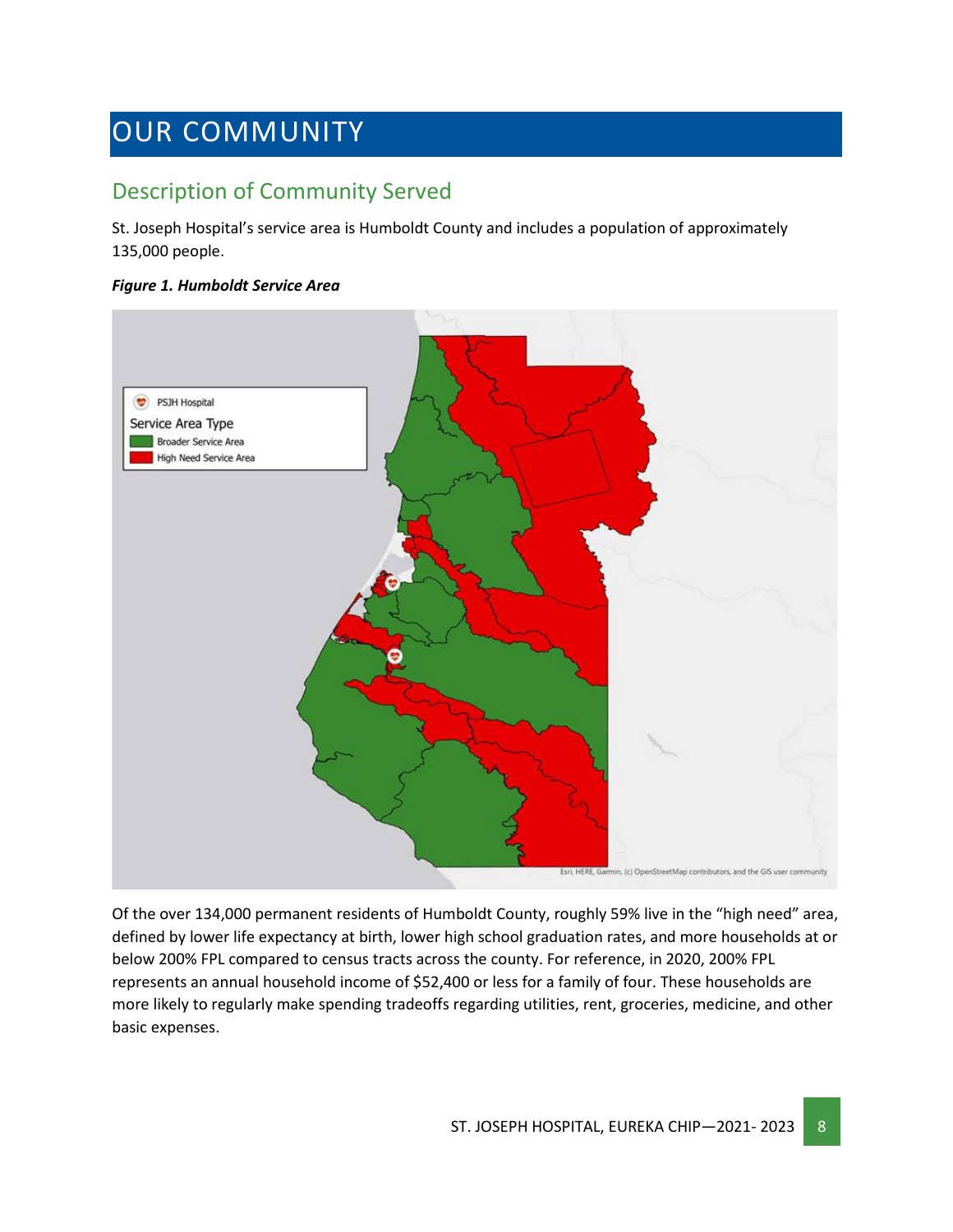# OUR COMMUNITY

## Description of Community Served

St. Joseph Hospital's service area is Humboldt County and includes a population of approximately 135,000 people.

***Figure 1. Humboldt Service Area***

Of the over 134,000 permanent residents of Humboldt County, roughly 59% live in the "high need" area, defined by lower life expectancy at birth, lower high school graduation rates, and more households at or below 200% FPL compared to census tracts across the county. For reference, in 2020, 200% FPL represents an annual household income of $52,400 or less for a family of four. These households are more likely to regularly make spending tradeoffs regarding utilities, rent, groceries, medicine, and other basic expenses.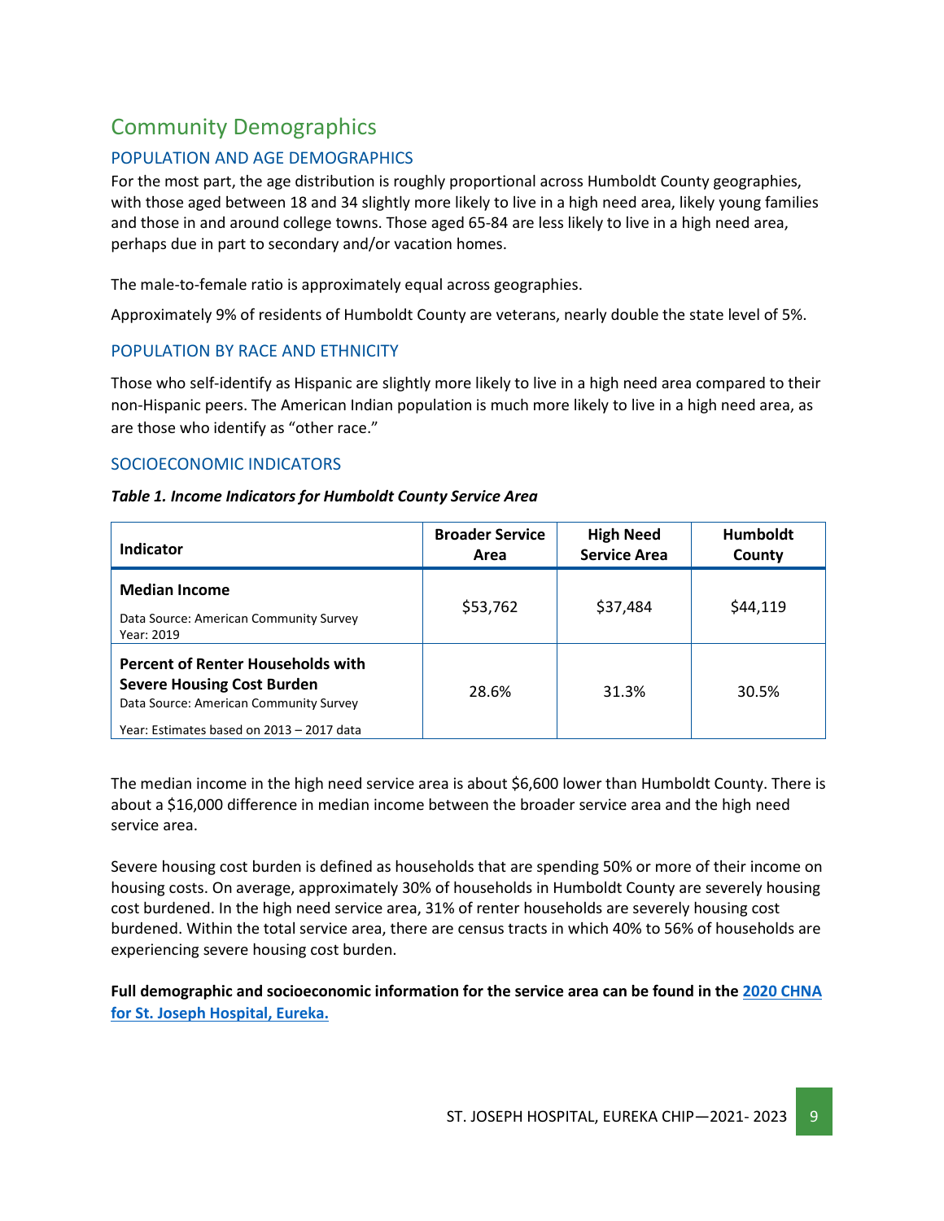# Community Demographics

## POPULATION AND AGE DEMOGRAPHICS

For the most part, the age distribution is roughly proportional across Humboldt County geographies, with those aged between 18 and 34 slightly more likely to live in a high need area, likely young families and those in and around college towns. Those aged 65-84 are less likely to live in a high need area, perhaps due in part to secondary and/or vacation homes.

The male-to-female ratio is approximately equal across geographies.

Approximately 9% of residents of Humboldt County are veterans, nearly double the state level of 5%.

## POPULATION BY RACE AND ETHNICITY

Those who self-identify as Hispanic are slightly more likely to live in a high need area compared to their non-Hispanic peers. The American Indian population is much more likely to live in a high need area, as are those who identify as "other race."

## SOCIOECONOMIC INDICATORS

***Table 1. Income Indicators for Humboldt County Service Area***

| Indicator | Broader Service Area | High Need Service Area | Humboldt County |
|---|---|---|---|
| **Median Income**<br>Data Source: American Community Survey<br>Year: 2019 | $53,762 | $37,484 | $44,119 |
| **Percent of Renter Households with Severe Housing Cost Burden**<br>Data Source: American Community Survey<br>Year: Estimates based on 2013 – 2017 data | 28.6% | 31.3% | 30.5% |

The median income in the high need service area is about $6,600 lower than Humboldt County. There is about a $16,000 difference in median income between the broader service area and the high need service area.

Severe housing cost burden is defined as households that are spending 50% or more of their income on housing costs. On average, approximately 30% of households in Humboldt County are severely housing cost burdened. In the high need service area, 31% of renter households are severely housing cost burdened. Within the total service area, there are census tracts in which 40% to 56% of households are experiencing severe housing cost burden.

**Full demographic and socioeconomic information for the service area can be found in the [2020 CHNA for St. Joseph Hospital, Eureka.](#)**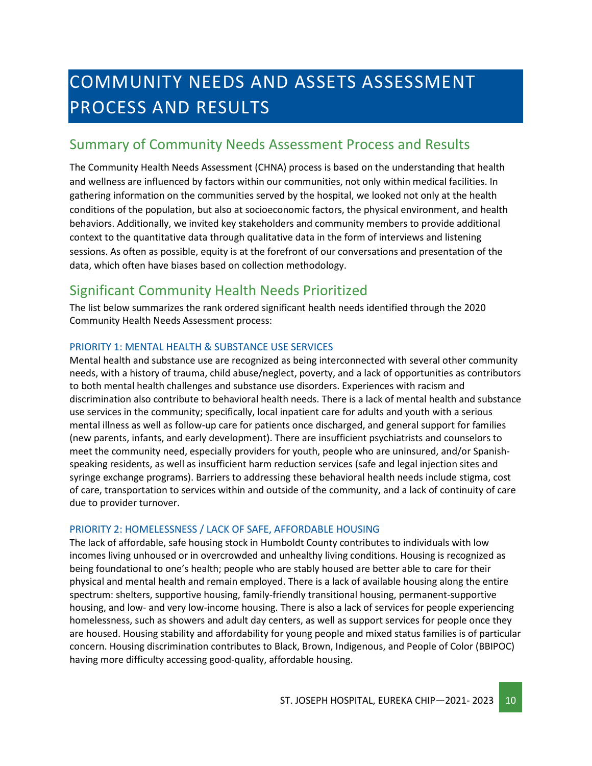# COMMUNITY NEEDS AND ASSETS ASSESSMENT PROCESS AND RESULTS

## Summary of Community Needs Assessment Process and Results

The Community Health Needs Assessment (CHNA) process is based on the understanding that health and wellness are influenced by factors within our communities, not only within medical facilities. In gathering information on the communities served by the hospital, we looked not only at the health conditions of the population, but also at socioeconomic factors, the physical environment, and health behaviors. Additionally, we invited key stakeholders and community members to provide additional context to the quantitative data through qualitative data in the form of interviews and listening sessions. As often as possible, equity is at the forefront of our conversations and presentation of the data, which often have biases based on collection methodology.

## Significant Community Health Needs Prioritized

The list below summarizes the rank ordered significant health needs identified through the 2020 Community Health Needs Assessment process:

### PRIORITY 1: MENTAL HEALTH & SUBSTANCE USE SERVICES

Mental health and substance use are recognized as being interconnected with several other community needs, with a history of trauma, child abuse/neglect, poverty, and a lack of opportunities as contributors to both mental health challenges and substance use disorders. Experiences with racism and discrimination also contribute to behavioral health needs. There is a lack of mental health and substance use services in the community; specifically, local inpatient care for adults and youth with a serious mental illness as well as follow-up care for patients once discharged, and general support for families (new parents, infants, and early development). There are insufficient psychiatrists and counselors to meet the community need, especially providers for youth, people who are uninsured, and/or Spanish-speaking residents, as well as insufficient harm reduction services (safe and legal injection sites and syringe exchange programs). Barriers to addressing these behavioral health needs include stigma, cost of care, transportation to services within and outside of the community, and a lack of continuity of care due to provider turnover.

### PRIORITY 2: HOMELESSNESS / LACK OF SAFE, AFFORDABLE HOUSING

The lack of affordable, safe housing stock in Humboldt County contributes to individuals with low incomes living unhoused or in overcrowded and unhealthy living conditions. Housing is recognized as being foundational to one's health; people who are stably housed are better able to care for their physical and mental health and remain employed. There is a lack of available housing along the entire spectrum: shelters, supportive housing, family-friendly transitional housing, permanent-supportive housing, and low- and very low-income housing. There is also a lack of services for people experiencing homelessness, such as showers and adult day centers, as well as support services for people once they are housed. Housing stability and affordability for young people and mixed status families is of particular concern. Housing discrimination contributes to Black, Brown, Indigenous, and People of Color (BBIPOC) having more difficulty accessing good-quality, affordable housing.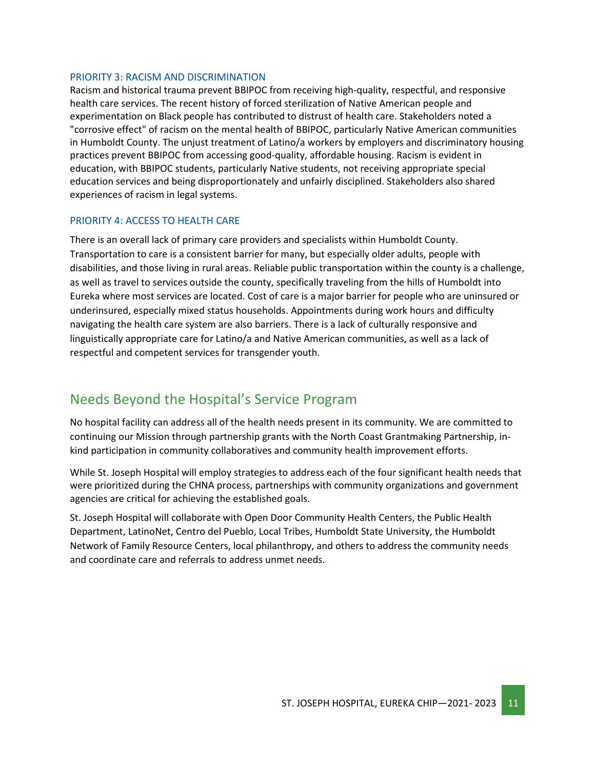### PRIORITY 3: RACISM AND DISCRIMINATION

Racism and historical trauma prevent BBIPOC from receiving high-quality, respectful, and responsive health care services. The recent history of forced sterilization of Native American people and experimentation on Black people has contributed to distrust of health care. Stakeholders noted a "corrosive effect" of racism on the mental health of BBIPOC, particularly Native American communities in Humboldt County. The unjust treatment of Latino/a workers by employers and discriminatory housing practices prevent BBIPOC from accessing good-quality, affordable housing. Racism is evident in education, with BBIPOC students, particularly Native students, not receiving appropriate special education services and being disproportionately and unfairly disciplined. Stakeholders also shared experiences of racism in legal systems.

### PRIORITY 4: ACCESS TO HEALTH CARE

There is an overall lack of primary care providers and specialists within Humboldt County. Transportation to care is a consistent barrier for many, but especially older adults, people with disabilities, and those living in rural areas. Reliable public transportation within the county is a challenge, as well as travel to services outside the county, specifically traveling from the hills of Humboldt into Eureka where most services are located. Cost of care is a major barrier for people who are uninsured or underinsured, especially mixed status households. Appointments during work hours and difficulty navigating the health care system are also barriers. There is a lack of culturally responsive and linguistically appropriate care for Latino/a and Native American communities, as well as a lack of respectful and competent services for transgender youth.

## Needs Beyond the Hospital's Service Program

No hospital facility can address all of the health needs present in its community. We are committed to continuing our Mission through partnership grants with the North Coast Grantmaking Partnership, in-kind participation in community collaboratives and community health improvement efforts.

While St. Joseph Hospital will employ strategies to address each of the four significant health needs that were prioritized during the CHNA process, partnerships with community organizations and government agencies are critical for achieving the established goals.

St. Joseph Hospital will collaborate with Open Door Community Health Centers, the Public Health Department, LatinoNet, Centro del Pueblo, Local Tribes, Humboldt State University, the Humboldt Network of Family Resource Centers, local philanthropy, and others to address the community needs and coordinate care and referrals to address unmet needs.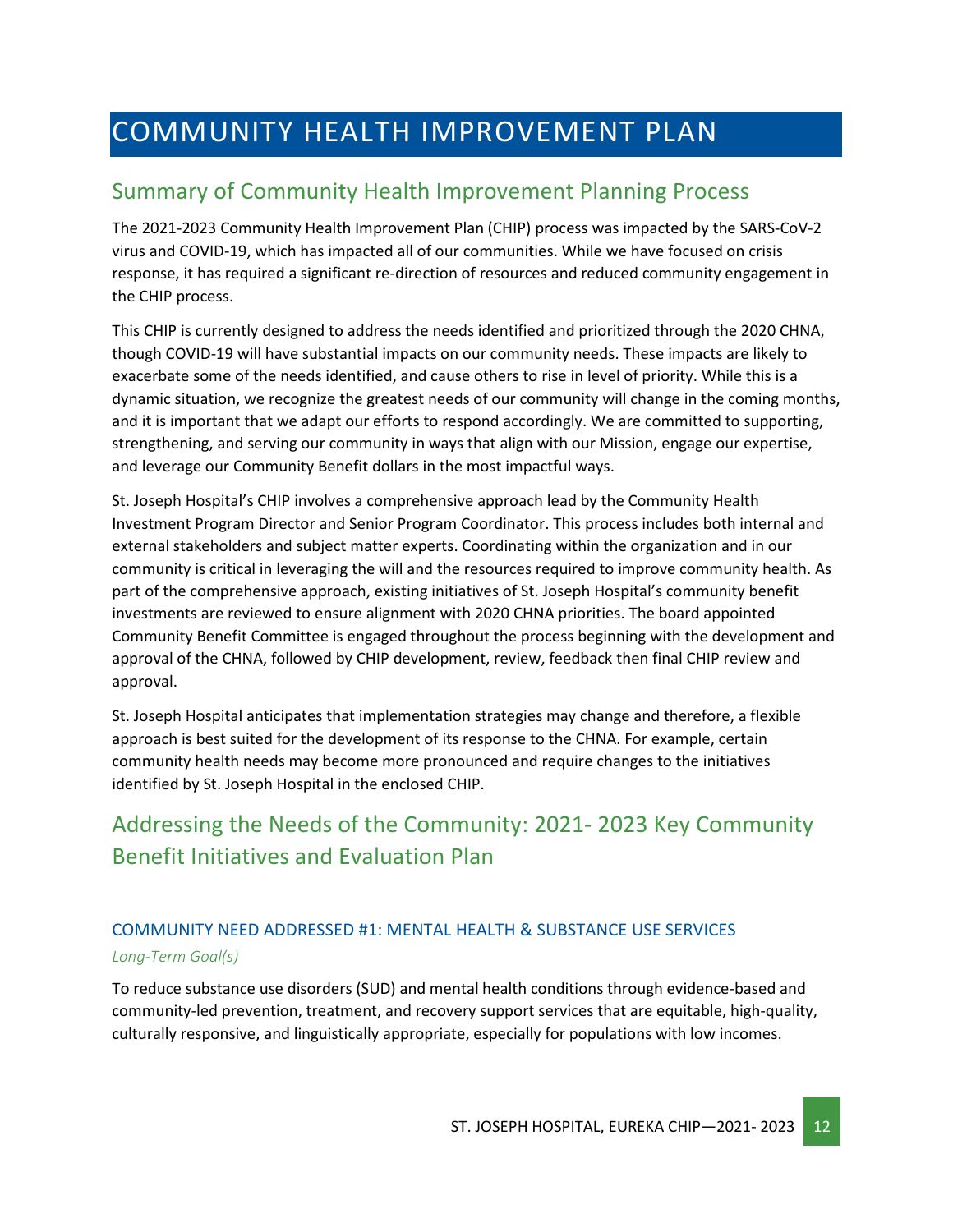# COMMUNITY HEALTH IMPROVEMENT PLAN

## Summary of Community Health Improvement Planning Process

The 2021-2023 Community Health Improvement Plan (CHIP) process was impacted by the SARS-CoV-2 virus and COVID-19, which has impacted all of our communities. While we have focused on crisis response, it has required a significant re-direction of resources and reduced community engagement in the CHIP process.

This CHIP is currently designed to address the needs identified and prioritized through the 2020 CHNA, though COVID-19 will have substantial impacts on our community needs. These impacts are likely to exacerbate some of the needs identified, and cause others to rise in level of priority. While this is a dynamic situation, we recognize the greatest needs of our community will change in the coming months, and it is important that we adapt our efforts to respond accordingly. We are committed to supporting, strengthening, and serving our community in ways that align with our Mission, engage our expertise, and leverage our Community Benefit dollars in the most impactful ways.

St. Joseph Hospital's CHIP involves a comprehensive approach lead by the Community Health Investment Program Director and Senior Program Coordinator. This process includes both internal and external stakeholders and subject matter experts. Coordinating within the organization and in our community is critical in leveraging the will and the resources required to improve community health. As part of the comprehensive approach, existing initiatives of St. Joseph Hospital's community benefit investments are reviewed to ensure alignment with 2020 CHNA priorities. The board appointed Community Benefit Committee is engaged throughout the process beginning with the development and approval of the CHNA, followed by CHIP development, review, feedback then final CHIP review and approval.

St. Joseph Hospital anticipates that implementation strategies may change and therefore, a flexible approach is best suited for the development of its response to the CHNA. For example, certain community health needs may become more pronounced and require changes to the initiatives identified by St. Joseph Hospital in the enclosed CHIP.

## Addressing the Needs of the Community: 2021- 2023 Key Community Benefit Initiatives and Evaluation Plan

### COMMUNITY NEED ADDRESSED #1: MENTAL HEALTH & SUBSTANCE USE SERVICES

*Long-Term Goal(s)*

To reduce substance use disorders (SUD) and mental health conditions through evidence-based and community-led prevention, treatment, and recovery support services that are equitable, high-quality, culturally responsive, and linguistically appropriate, especially for populations with low incomes.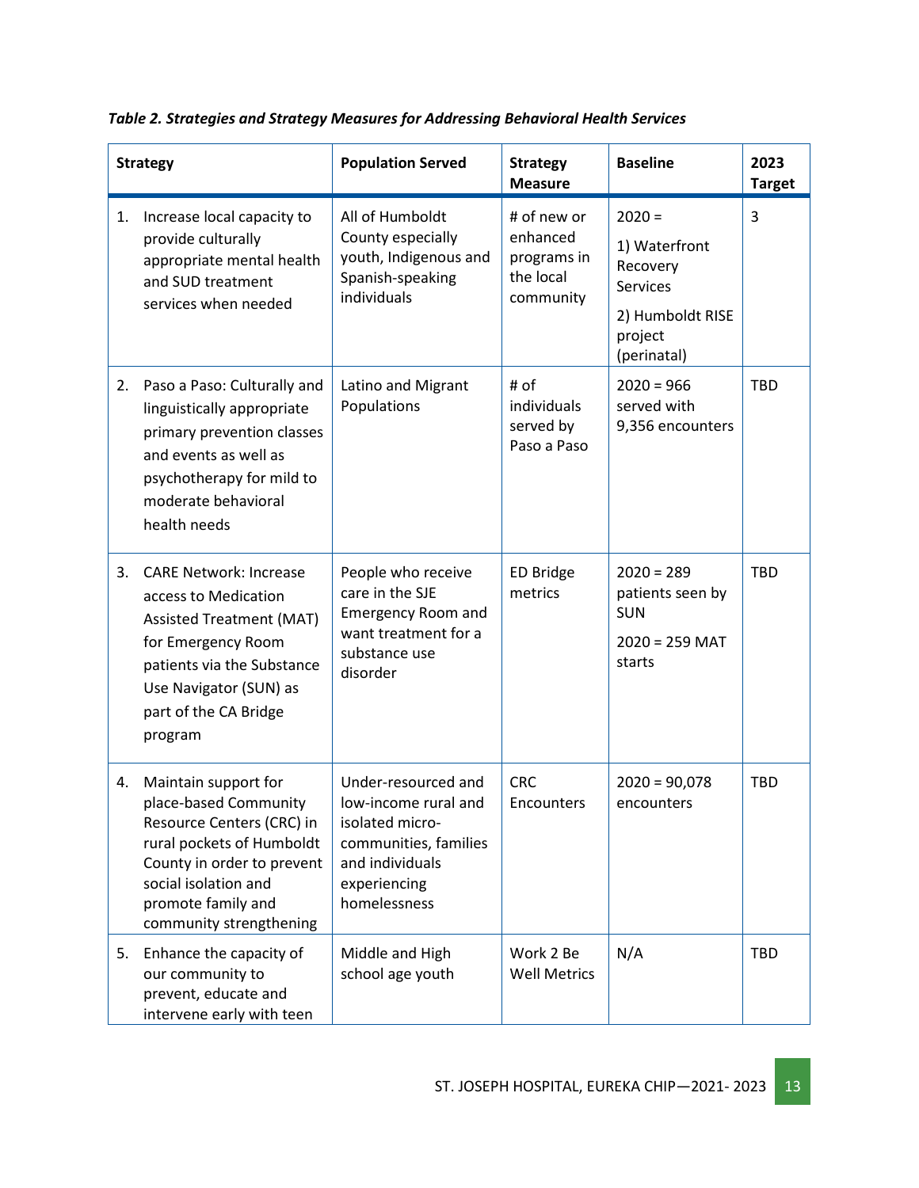*Table 2. Strategies and Strategy Measures for Addressing Behavioral Health Services*

| Strategy | Population Served | Strategy Measure | Baseline | 2023 Target |
|---|---|---|---|---|
| 1. Increase local capacity to provide culturally appropriate mental health and SUD treatment services when needed | All of Humboldt County especially youth, Indigenous and Spanish-speaking individuals | # of new or enhanced programs in the local community | 2020 = 1) Waterfront Recovery Services 2) Humboldt RISE project (perinatal) | 3 |
| 2. Paso a Paso: Culturally and linguistically appropriate primary prevention classes and events as well as psychotherapy for mild to moderate behavioral health needs | Latino and Migrant Populations | # of individuals served by Paso a Paso | 2020 = 966 served with 9,356 encounters | TBD |
| 3. CARE Network: Increase access to Medication Assisted Treatment (MAT) for Emergency Room patients via the Substance Use Navigator (SUN) as part of the CA Bridge program | People who receive care in the SJE Emergency Room and want treatment for a substance use disorder | ED Bridge metrics | 2020 = 289 patients seen by SUN<br>2020 = 259 MAT starts | TBD |
| 4. Maintain support for place-based Community Resource Centers (CRC) in rural pockets of Humboldt County in order to prevent social isolation and promote family and community strengthening | Under-resourced and low-income rural and isolated micro-communities, families and individuals experiencing homelessness | CRC Encounters | 2020 = 90,078 encounters | TBD |
| 5. Enhance the capacity of our community to prevent, educate and intervene early with teen | Middle and High school age youth | Work 2 Be Well Metrics | N/A | TBD |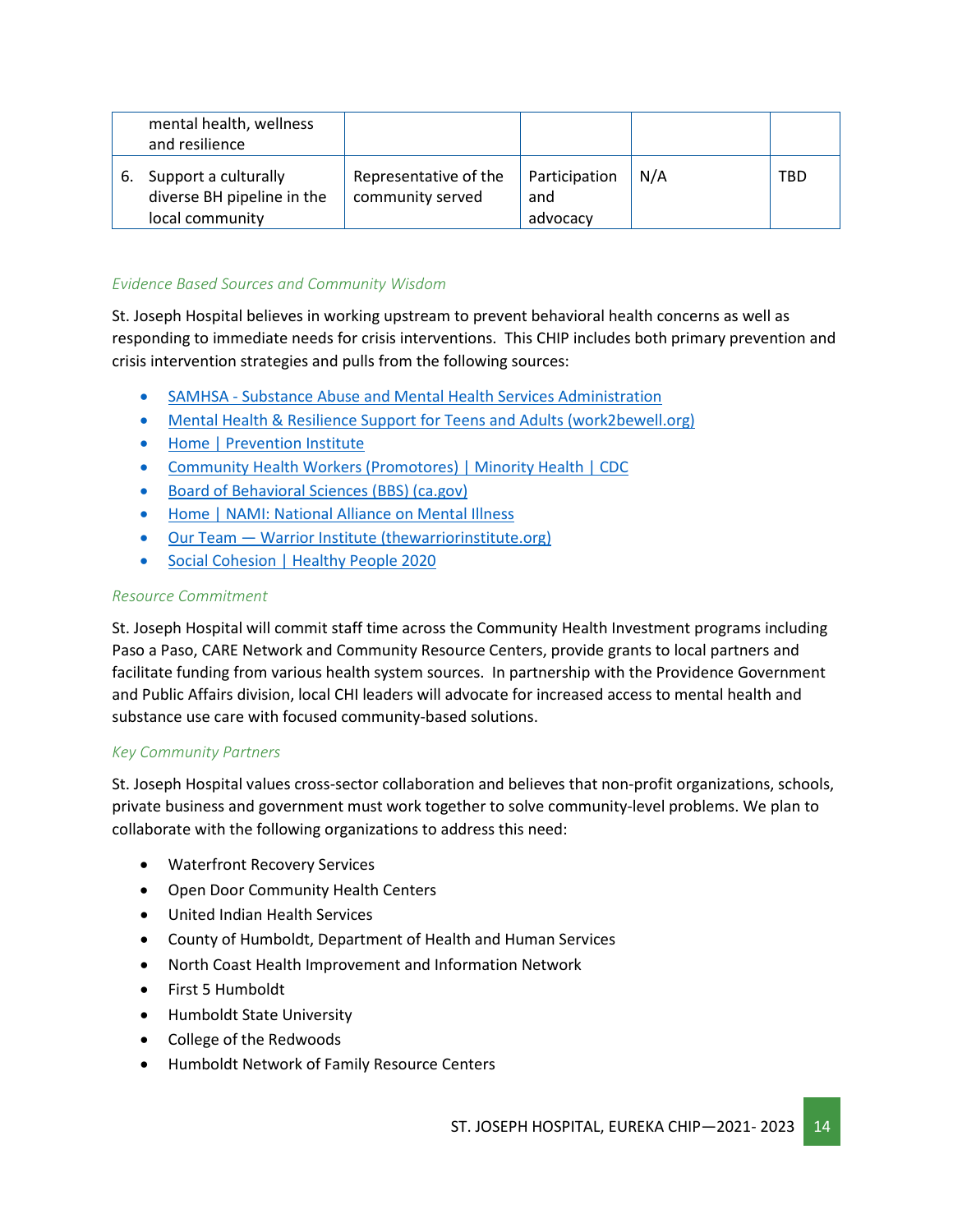| | | | | |
|---|---|---|---|---|
| mental health, wellness and resilience | | | | |
| 6. Support a culturally diverse BH pipeline in the local community | Representative of the community served | Participation and advocacy | N/A | TBD |

*Evidence Based Sources and Community Wisdom*

St. Joseph Hospital believes in working upstream to prevent behavioral health concerns as well as responding to immediate needs for crisis interventions. This CHIP includes both primary prevention and crisis intervention strategies and pulls from the following sources:

- SAMHSA - Substance Abuse and Mental Health Services Administration
- Mental Health & Resilience Support for Teens and Adults (work2bewell.org)
- Home | Prevention Institute
- Community Health Workers (Promotores) | Minority Health | CDC
- Board of Behavioral Sciences (BBS) (ca.gov)
- Home | NAMI: National Alliance on Mental Illness
- Our Team — Warrior Institute (thewarriorinstitute.org)
- Social Cohesion | Healthy People 2020

*Resource Commitment*

St. Joseph Hospital will commit staff time across the Community Health Investment programs including Paso a Paso, CARE Network and Community Resource Centers, provide grants to local partners and facilitate funding from various health system sources. In partnership with the Providence Government and Public Affairs division, local CHI leaders will advocate for increased access to mental health and substance use care with focused community-based solutions.

*Key Community Partners*

St. Joseph Hospital values cross-sector collaboration and believes that non-profit organizations, schools, private business and government must work together to solve community-level problems. We plan to collaborate with the following organizations to address this need:

- Waterfront Recovery Services
- Open Door Community Health Centers
- United Indian Health Services
- County of Humboldt, Department of Health and Human Services
- North Coast Health Improvement and Information Network
- First 5 Humboldt
- Humboldt State University
- College of the Redwoods
- Humboldt Network of Family Resource Centers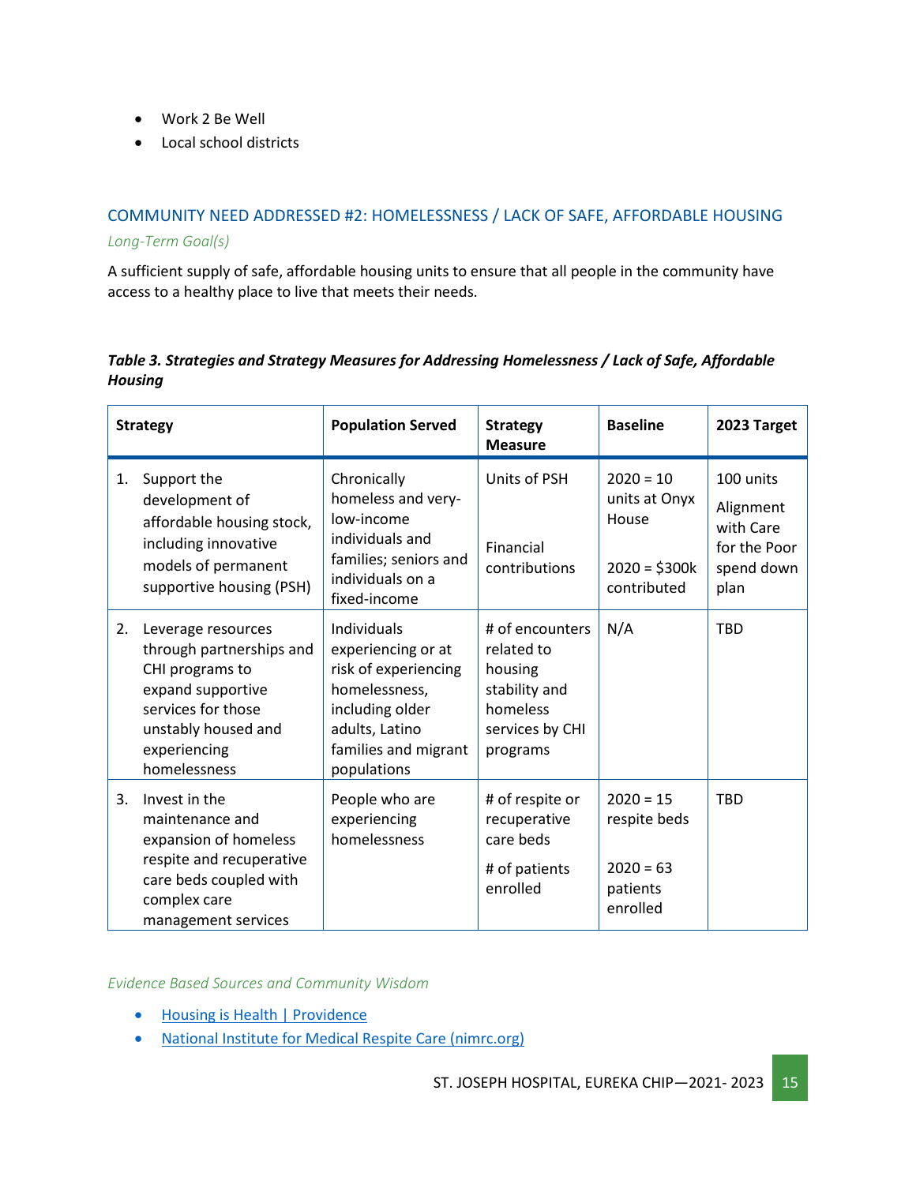- Work 2 Be Well
- Local school districts

## COMMUNITY NEED ADDRESSED #2: HOMELESSNESS / LACK OF SAFE, AFFORDABLE HOUSING

*Long-Term Goal(s)*

A sufficient supply of safe, affordable housing units to ensure that all people in the community have access to a healthy place to live that meets their needs.

***Table 3. Strategies and Strategy Measures for Addressing Homelessness / Lack of Safe, Affordable Housing***

| Strategy | Population Served | Strategy Measure | Baseline | 2023 Target |
|---|---|---|---|---|
| 1. Support the development of affordable housing stock, including innovative models of permanent supportive housing (PSH) | Chronically homeless and very-low-income individuals and families; seniors and individuals on a fixed-income | Units of PSH<br><br>Financial contributions | 2020 = 10 units at Onyx House<br><br>2020 = $300k contributed | 100 units<br><br>Alignment with Care for the Poor spend down plan |
| 2. Leverage resources through partnerships and CHI programs to expand supportive services for those unstably housed and experiencing homelessness | Individuals experiencing or at risk of experiencing homelessness, including older adults, Latino families and migrant populations | # of encounters related to housing stability and homeless services by CHI programs | N/A | TBD |
| 3. Invest in the maintenance and expansion of homeless respite and recuperative care beds coupled with complex care management services | People who are experiencing homelessness | # of respite or recuperative care beds<br><br># of patients enrolled | 2020 = 15 respite beds<br><br>2020 = 63 patients enrolled | TBD |

*Evidence Based Sources and Community Wisdom*

- [Housing is Health | Providence](#)
- [National Institute for Medical Respite Care (nimrc.org)](#)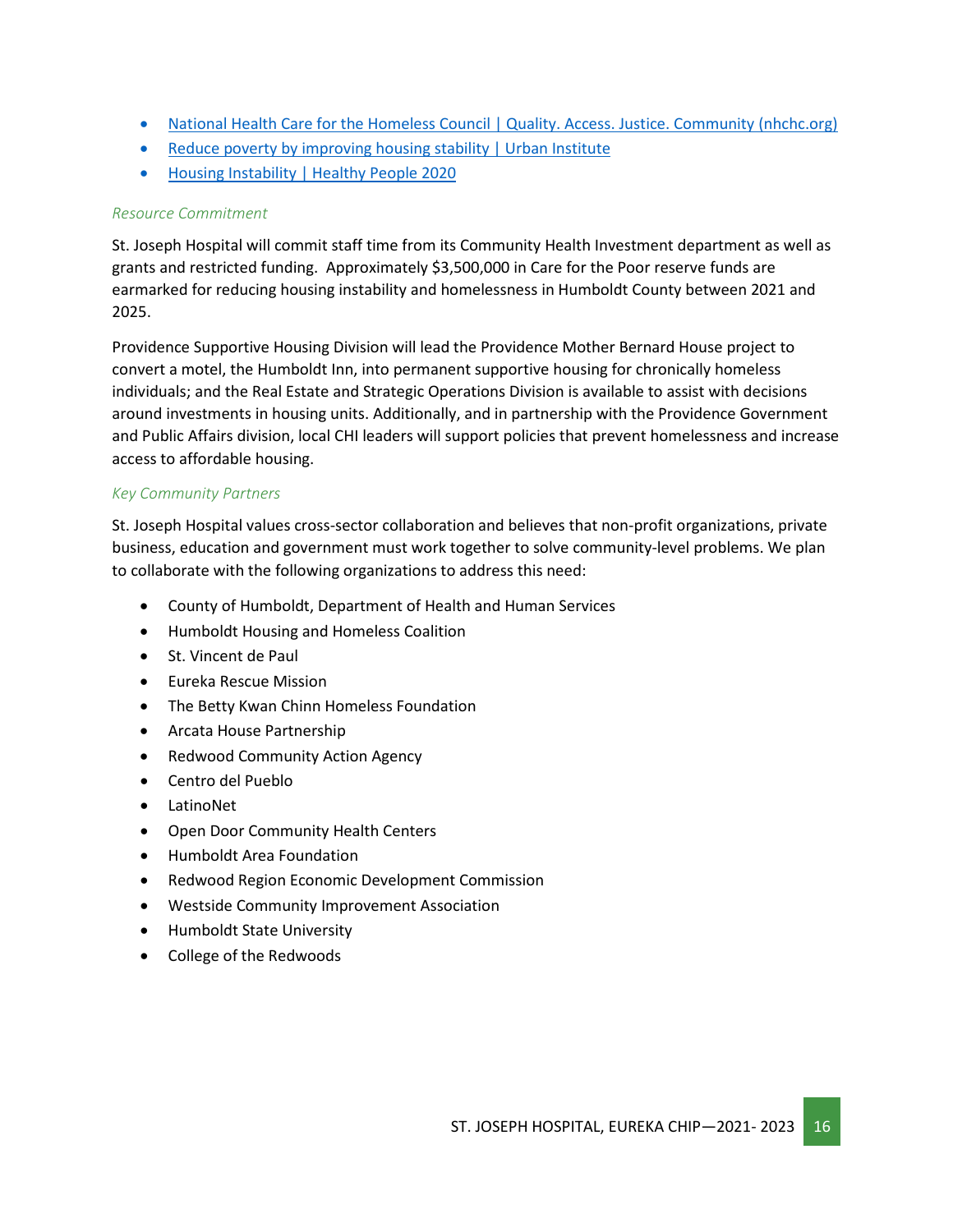- [National Health Care for the Homeless Council | Quality. Access. Justice. Community (nhchc.org)]()
- [Reduce poverty by improving housing stability | Urban Institute]()
- [Housing Instability | Healthy People 2020]()

*Resource Commitment*

St. Joseph Hospital will commit staff time from its Community Health Investment department as well as grants and restricted funding. Approximately $3,500,000 in Care for the Poor reserve funds are earmarked for reducing housing instability and homelessness in Humboldt County between 2021 and 2025.

Providence Supportive Housing Division will lead the Providence Mother Bernard House project to convert a motel, the Humboldt Inn, into permanent supportive housing for chronically homeless individuals; and the Real Estate and Strategic Operations Division is available to assist with decisions around investments in housing units. Additionally, and in partnership with the Providence Government and Public Affairs division, local CHI leaders will support policies that prevent homelessness and increase access to affordable housing.

*Key Community Partners*

St. Joseph Hospital values cross-sector collaboration and believes that non-profit organizations, private business, education and government must work together to solve community-level problems. We plan to collaborate with the following organizations to address this need:

- County of Humboldt, Department of Health and Human Services
- Humboldt Housing and Homeless Coalition
- St. Vincent de Paul
- Eureka Rescue Mission
- The Betty Kwan Chinn Homeless Foundation
- Arcata House Partnership
- Redwood Community Action Agency
- Centro del Pueblo
- LatinoNet
- Open Door Community Health Centers
- Humboldt Area Foundation
- Redwood Region Economic Development Commission
- Westside Community Improvement Association
- Humboldt State University
- College of the Redwoods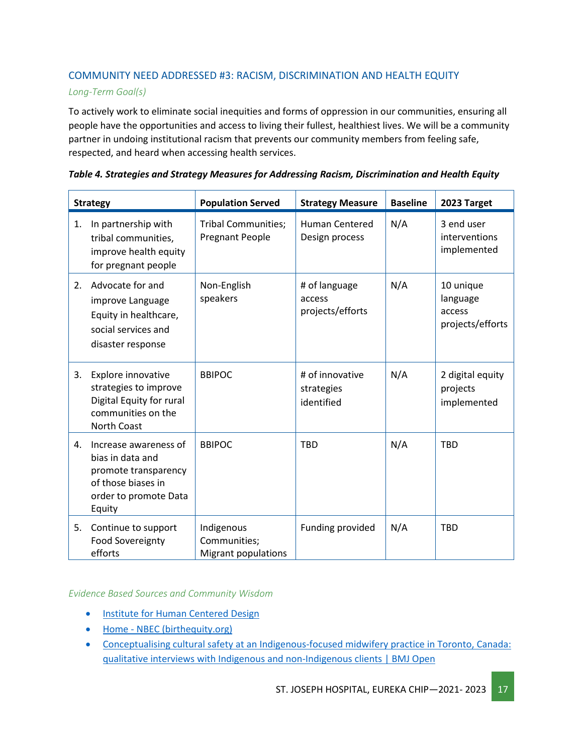## COMMUNITY NEED ADDRESSED #3: RACISM, DISCRIMINATION AND HEALTH EQUITY

*Long-Term Goal(s)*

To actively work to eliminate social inequities and forms of oppression in our communities, ensuring all people have the opportunities and access to living their fullest, healthiest lives. We will be a community partner in undoing institutional racism that prevents our community members from feeling safe, respected, and heard when accessing health services.

***Table 4. Strategies and Strategy Measures for Addressing Racism, Discrimination and Health Equity***

| Strategy | Population Served | Strategy Measure | Baseline | 2023 Target |
|---|---|---|---|---|
| 1. In partnership with tribal communities, improve health equity for pregnant people | Tribal Communities; Pregnant People | Human Centered Design process | N/A | 3 end user interventions implemented |
| 2. Advocate for and improve Language Equity in healthcare, social services and disaster response | Non-English speakers | # of language access projects/efforts | N/A | 10 unique language access projects/efforts |
| 3. Explore innovative strategies to improve Digital Equity for rural communities on the North Coast | BBIPOC | # of innovative strategies identified | N/A | 2 digital equity projects implemented |
| 4. Increase awareness of bias in data and promote transparency of those biases in order to promote Data Equity | BBIPOC | TBD | N/A | TBD |
| 5. Continue to support Food Sovereignty efforts | Indigenous Communities; Migrant populations | Funding provided | N/A | TBD |

*Evidence Based Sources and Community Wisdom*

- Institute for Human Centered Design
- Home - NBEC (birthequity.org)
- Conceptualising cultural safety at an Indigenous-focused midwifery practice in Toronto, Canada: qualitative interviews with Indigenous and non-Indigenous clients | BMJ Open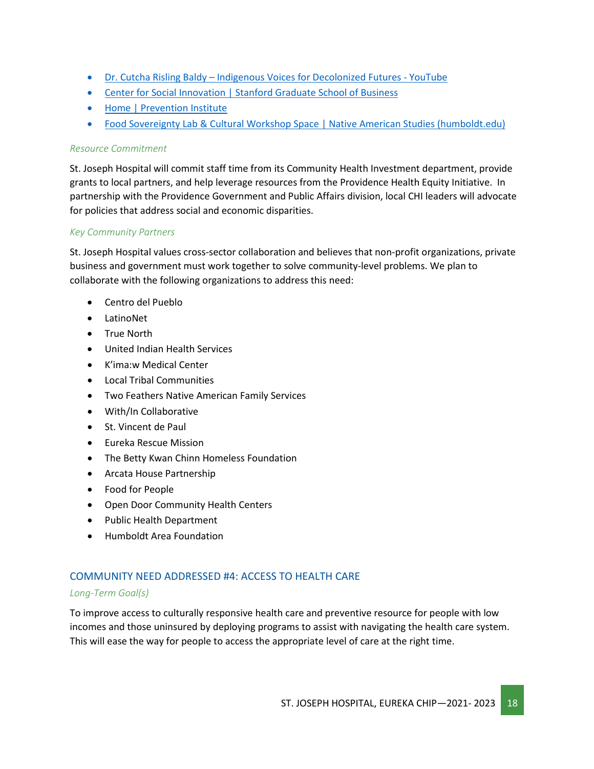- [Dr. Cutcha Risling Baldy – Indigenous Voices for Decolonized Futures - YouTube]()
- [Center for Social Innovation | Stanford Graduate School of Business]()
- [Home | Prevention Institute]()
- [Food Sovereignty Lab & Cultural Workshop Space | Native American Studies (humboldt.edu)]()

*Resource Commitment*

St. Joseph Hospital will commit staff time from its Community Health Investment department, provide grants to local partners, and help leverage resources from the Providence Health Equity Initiative. In partnership with the Providence Government and Public Affairs division, local CHI leaders will advocate for policies that address social and economic disparities.

*Key Community Partners*

St. Joseph Hospital values cross-sector collaboration and believes that non-profit organizations, private business and government must work together to solve community-level problems. We plan to collaborate with the following organizations to address this need:

- Centro del Pueblo
- LatinoNet
- True North
- United Indian Health Services
- K'ima:w Medical Center
- Local Tribal Communities
- Two Feathers Native American Family Services
- With/In Collaborative
- St. Vincent de Paul
- Eureka Rescue Mission
- The Betty Kwan Chinn Homeless Foundation
- Arcata House Partnership
- Food for People
- Open Door Community Health Centers
- Public Health Department
- Humboldt Area Foundation

## COMMUNITY NEED ADDRESSED #4: ACCESS TO HEALTH CARE

*Long-Term Goal(s)*

To improve access to culturally responsive health care and preventive resource for people with low incomes and those uninsured by deploying programs to assist with navigating the health care system. This will ease the way for people to access the appropriate level of care at the right time.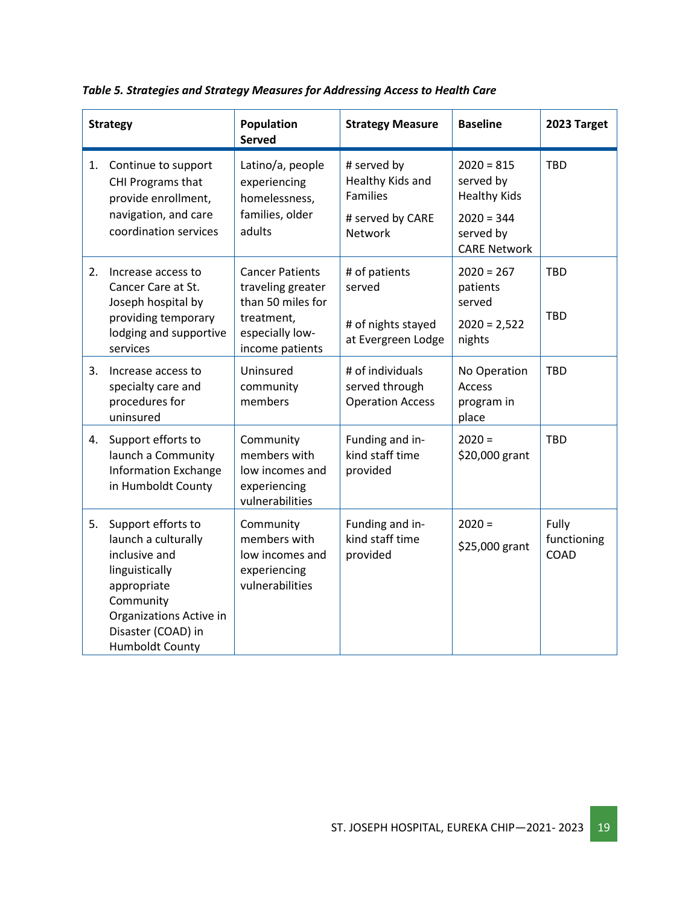*Table 5. Strategies and Strategy Measures for Addressing Access to Health Care*

| Strategy | Population Served | Strategy Measure | Baseline | 2023 Target |
|---|---|---|---|---|
| 1. Continue to support CHI Programs that provide enrollment, navigation, and care coordination services | Latino/a, people experiencing homelessness, families, older adults | # served by Healthy Kids and Families<br># served by CARE Network | 2020 = 815 served by Healthy Kids<br>2020 = 344 served by CARE Network | TBD |
| 2. Increase access to Cancer Care at St. Joseph hospital by providing temporary lodging and supportive services | Cancer Patients traveling greater than 50 miles for treatment, especially low-income patients | # of patients served<br># of nights stayed at Evergreen Lodge | 2020 = 267 patients served<br>2020 = 2,522 nights | TBD<br>TBD |
| 3. Increase access to specialty care and procedures for uninsured | Uninsured community members | # of individuals served through Operation Access | No Operation Access program in place | TBD |
| 4. Support efforts to launch a Community Information Exchange in Humboldt County | Community members with low incomes and experiencing vulnerabilities | Funding and in-kind staff time provided | 2020 = $20,000 grant | TBD |
| 5. Support efforts to launch a culturally inclusive and linguistically appropriate Community Organizations Active in Disaster (COAD) in Humboldt County | Community members with low incomes and experiencing vulnerabilities | Funding and in-kind staff time provided | 2020 = $25,000 grant | Fully functioning COAD |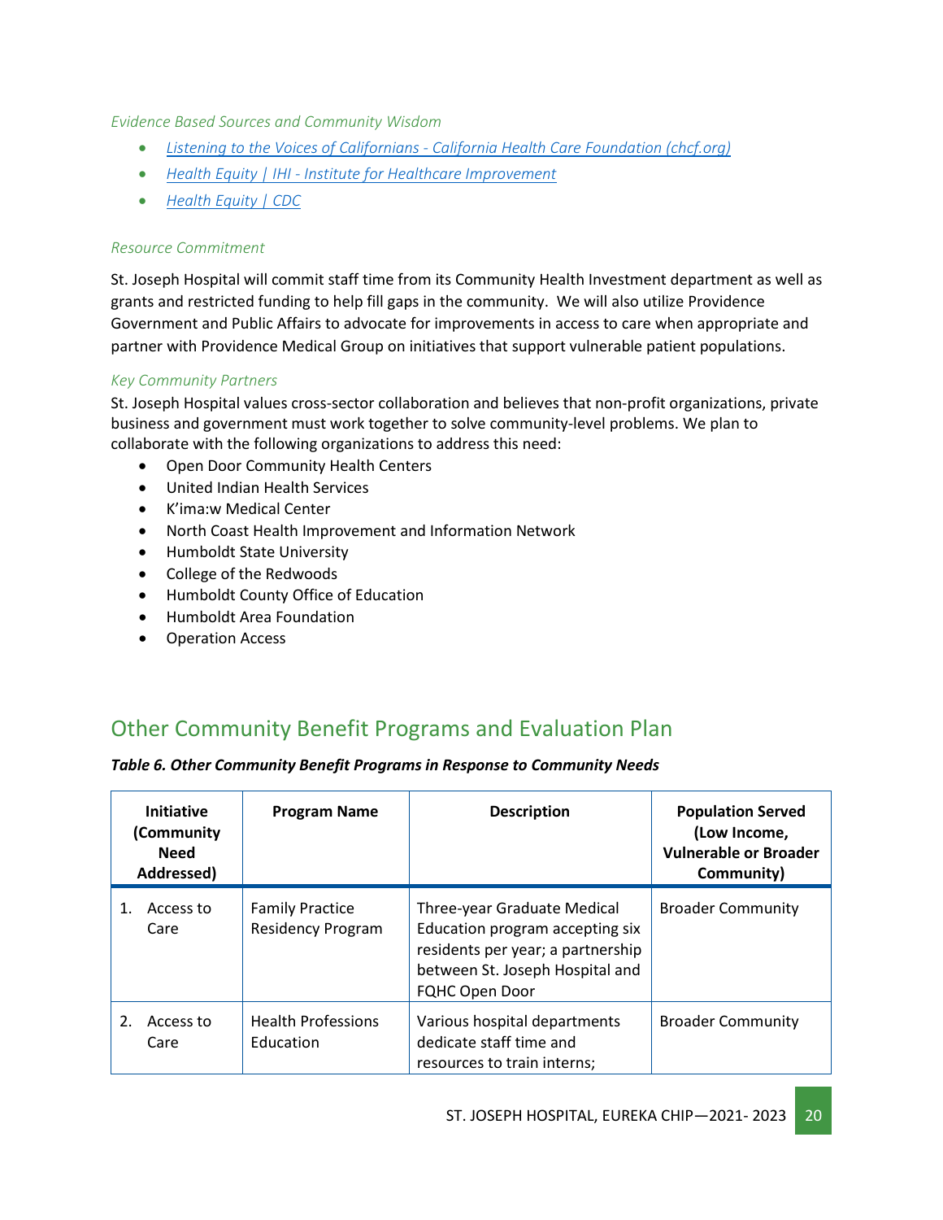*Evidence Based Sources and Community Wisdom*

- [*Listening to the Voices of Californians - California Health Care Foundation (chcf.org)*]
- [*Health Equity | IHI - Institute for Healthcare Improvement*]
- [*Health Equity | CDC*]

*Resource Commitment*

St. Joseph Hospital will commit staff time from its Community Health Investment department as well as grants and restricted funding to help fill gaps in the community. We will also utilize Providence Government and Public Affairs to advocate for improvements in access to care when appropriate and partner with Providence Medical Group on initiatives that support vulnerable patient populations.

*Key Community Partners*

St. Joseph Hospital values cross-sector collaboration and believes that non-profit organizations, private business and government must work together to solve community-level problems. We plan to collaborate with the following organizations to address this need:

- Open Door Community Health Centers
- United Indian Health Services
- K'ima:w Medical Center
- North Coast Health Improvement and Information Network
- Humboldt State University
- College of the Redwoods
- Humboldt County Office of Education
- Humboldt Area Foundation
- Operation Access

## Other Community Benefit Programs and Evaluation Plan

***Table 6. Other Community Benefit Programs in Response to Community Needs***

| Initiative (Community Need Addressed) | Program Name | Description | Population Served (Low Income, Vulnerable or Broader Community) |
|---|---|---|---|
| 1. Access to Care | Family Practice Residency Program | Three-year Graduate Medical Education program accepting six residents per year; a partnership between St. Joseph Hospital and FQHC Open Door | Broader Community |
| 2. Access to Care | Health Professions Education | Various hospital departments dedicate staff time and resources to train interns; | Broader Community |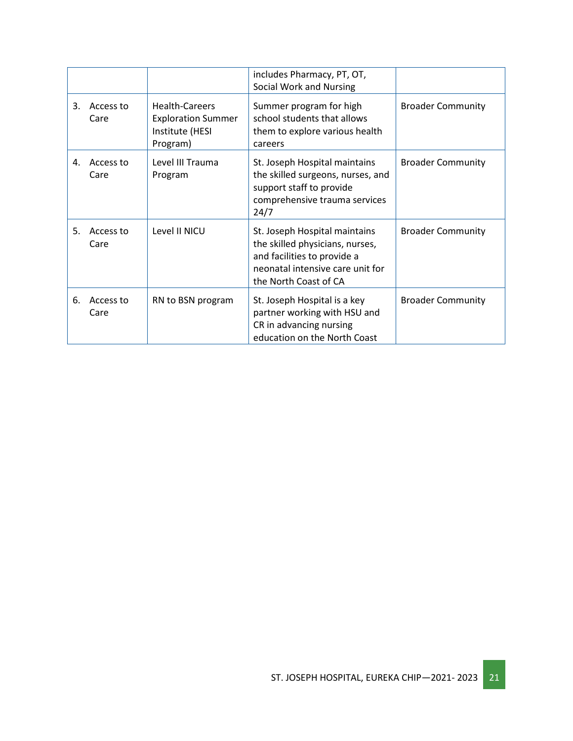| | | | |
|---|---|---|---|
| | | includes Pharmacy, PT, OT, Social Work and Nursing | |
| 3. Access to Care | Health-Careers Exploration Summer Institute (HESI Program) | Summer program for high school students that allows them to explore various health careers | Broader Community |
| 4. Access to Care | Level III Trauma Program | St. Joseph Hospital maintains the skilled surgeons, nurses, and support staff to provide comprehensive trauma services 24/7 | Broader Community |
| 5. Access to Care | Level II NICU | St. Joseph Hospital maintains the skilled physicians, nurses, and facilities to provide a neonatal intensive care unit for the North Coast of CA | Broader Community |
| 6. Access to Care | RN to BSN program | St. Joseph Hospital is a key partner working with HSU and CR in advancing nursing education on the North Coast | Broader Community |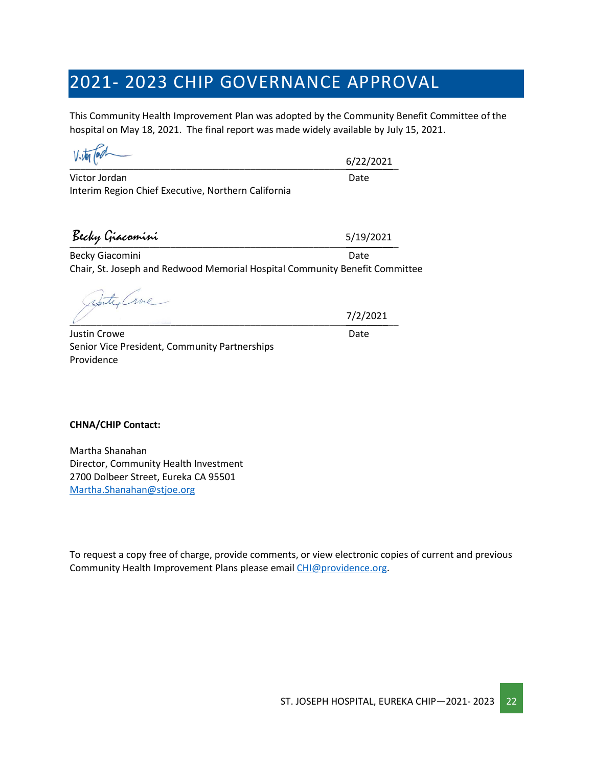# 2021- 2023 CHIP GOVERNANCE APPROVAL

This Community Health Improvement Plan was adopted by the Community Benefit Committee of the hospital on May 18, 2021. The final report was made widely available by July 15, 2021.

Victor Jordan — 6/22/2021
Interim Region Chief Executive, Northern California — Date

Becky Giacomini — 5/19/2021
Chair, St. Joseph and Redwood Memorial Hospital Community Benefit Committee — Date

Justin Crowe — 7/2/2021
Senior Vice President, Community Partnerships — Date
Providence

**CHNA/CHIP Contact:**

Martha Shanahan
Director, Community Health Investment
2700 Dolbeer Street, Eureka CA 95501
Martha.Shanahan@stjoe.org

To request a copy free of charge, provide comments, or view electronic copies of current and previous Community Health Improvement Plans please email CHI@providence.org.